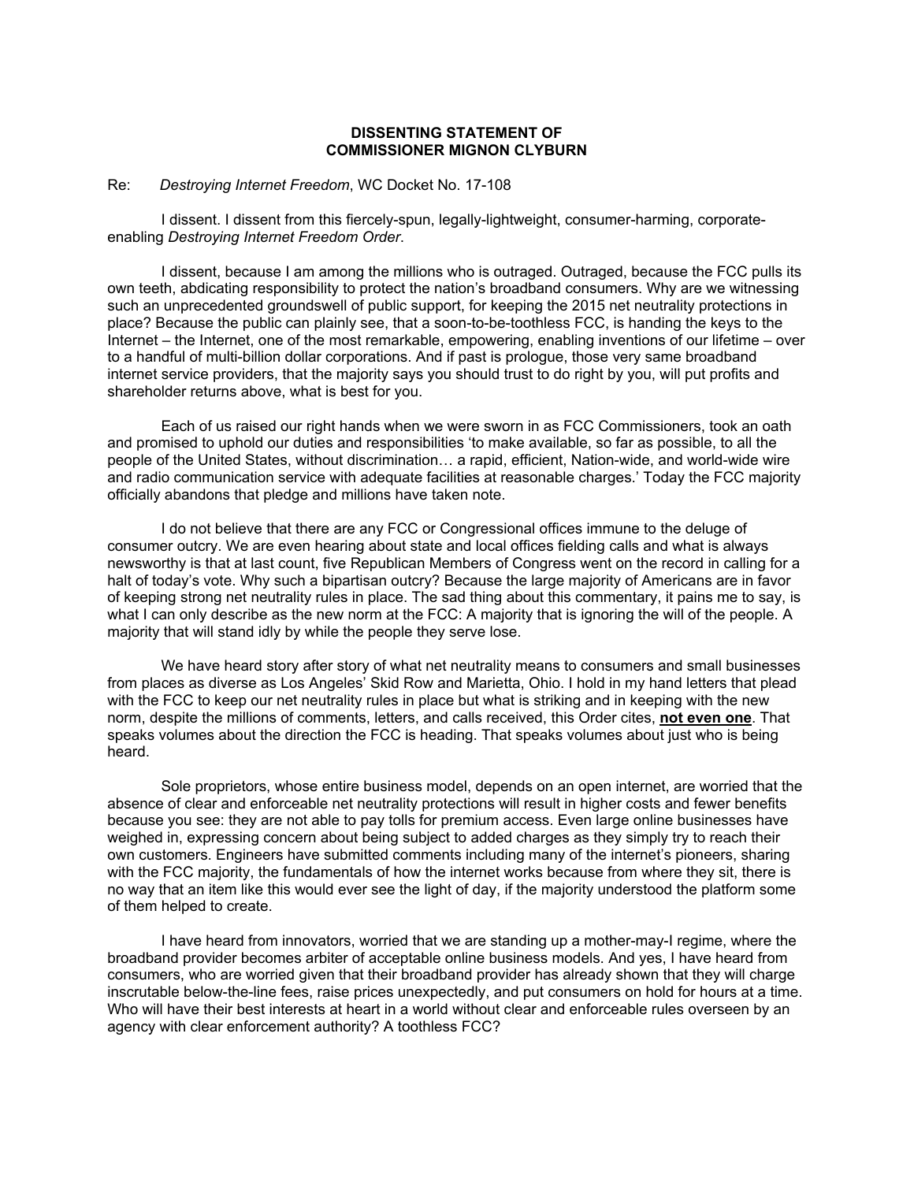**DISSENTING STATEMENT OF**
**COMMISSIONER MIGNON CLYBURN**

Re: *Destroying Internet Freedom*, WC Docket No. 17-108

I dissent. I dissent from this fiercely-spun, legally-lightweight, consumer-harming, corporate-enabling *Destroying Internet Freedom Order*.

I dissent, because I am among the millions who is outraged. Outraged, because the FCC pulls its own teeth, abdicating responsibility to protect the nation's broadband consumers. Why are we witnessing such an unprecedented groundswell of public support, for keeping the 2015 net neutrality protections in place? Because the public can plainly see, that a soon-to-be-toothless FCC, is handing the keys to the Internet – the Internet, one of the most remarkable, empowering, enabling inventions of our lifetime – over to a handful of multi-billion dollar corporations. And if past is prologue, those very same broadband internet service providers, that the majority says you should trust to do right by you, will put profits and shareholder returns above, what is best for you.

Each of us raised our right hands when we were sworn in as FCC Commissioners, took an oath and promised to uphold our duties and responsibilities 'to make available, so far as possible, to all the people of the United States, without discrimination… a rapid, efficient, Nation-wide, and world-wide wire and radio communication service with adequate facilities at reasonable charges.' Today the FCC majority officially abandons that pledge and millions have taken note.

I do not believe that there are any FCC or Congressional offices immune to the deluge of consumer outcry. We are even hearing about state and local offices fielding calls and what is always newsworthy is that at last count, five Republican Members of Congress went on the record in calling for a halt of today's vote. Why such a bipartisan outcry? Because the large majority of Americans are in favor of keeping strong net neutrality rules in place. The sad thing about this commentary, it pains me to say, is what I can only describe as the new norm at the FCC: A majority that is ignoring the will of the people. A majority that will stand idly by while the people they serve lose.

We have heard story after story of what net neutrality means to consumers and small businesses from places as diverse as Los Angeles' Skid Row and Marietta, Ohio. I hold in my hand letters that plead with the FCC to keep our net neutrality rules in place but what is striking and in keeping with the new norm, despite the millions of comments, letters, and calls received, this Order cites, **not even one**. That speaks volumes about the direction the FCC is heading. That speaks volumes about just who is being heard.

Sole proprietors, whose entire business model, depends on an open internet, are worried that the absence of clear and enforceable net neutrality protections will result in higher costs and fewer benefits because you see: they are not able to pay tolls for premium access. Even large online businesses have weighed in, expressing concern about being subject to added charges as they simply try to reach their own customers. Engineers have submitted comments including many of the internet's pioneers, sharing with the FCC majority, the fundamentals of how the internet works because from where they sit, there is no way that an item like this would ever see the light of day, if the majority understood the platform some of them helped to create.

I have heard from innovators, worried that we are standing up a mother-may-I regime, where the broadband provider becomes arbiter of acceptable online business models. And yes, I have heard from consumers, who are worried given that their broadband provider has already shown that they will charge inscrutable below-the-line fees, raise prices unexpectedly, and put consumers on hold for hours at a time. Who will have their best interests at heart in a world without clear and enforceable rules overseen by an agency with clear enforcement authority? A toothless FCC?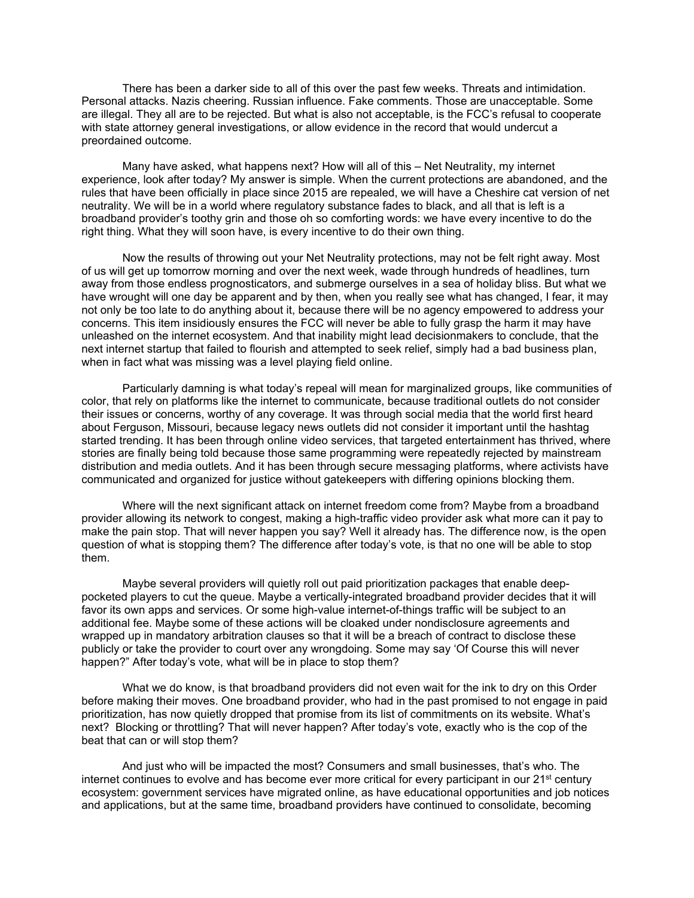There has been a darker side to all of this over the past few weeks. Threats and intimidation. Personal attacks. Nazis cheering. Russian influence. Fake comments. Those are unacceptable. Some are illegal. They all are to be rejected. But what is also not acceptable, is the FCC's refusal to cooperate with state attorney general investigations, or allow evidence in the record that would undercut a preordained outcome.

Many have asked, what happens next? How will all of this – Net Neutrality, my internet experience, look after today? My answer is simple. When the current protections are abandoned, and the rules that have been officially in place since 2015 are repealed, we will have a Cheshire cat version of net neutrality. We will be in a world where regulatory substance fades to black, and all that is left is a broadband provider's toothy grin and those oh so comforting words: we have every incentive to do the right thing. What they will soon have, is every incentive to do their own thing.

Now the results of throwing out your Net Neutrality protections, may not be felt right away. Most of us will get up tomorrow morning and over the next week, wade through hundreds of headlines, turn away from those endless prognosticators, and submerge ourselves in a sea of holiday bliss. But what we have wrought will one day be apparent and by then, when you really see what has changed, I fear, it may not only be too late to do anything about it, because there will be no agency empowered to address your concerns. This item insidiously ensures the FCC will never be able to fully grasp the harm it may have unleashed on the internet ecosystem. And that inability might lead decisionmakers to conclude, that the next internet startup that failed to flourish and attempted to seek relief, simply had a bad business plan, when in fact what was missing was a level playing field online.

Particularly damning is what today's repeal will mean for marginalized groups, like communities of color, that rely on platforms like the internet to communicate, because traditional outlets do not consider their issues or concerns, worthy of any coverage. It was through social media that the world first heard about Ferguson, Missouri, because legacy news outlets did not consider it important until the hashtag started trending. It has been through online video services, that targeted entertainment has thrived, where stories are finally being told because those same programming were repeatedly rejected by mainstream distribution and media outlets. And it has been through secure messaging platforms, where activists have communicated and organized for justice without gatekeepers with differing opinions blocking them.

Where will the next significant attack on internet freedom come from? Maybe from a broadband provider allowing its network to congest, making a high-traffic video provider ask what more can it pay to make the pain stop. That will never happen you say? Well it already has. The difference now, is the open question of what is stopping them? The difference after today's vote, is that no one will be able to stop them.

Maybe several providers will quietly roll out paid prioritization packages that enable deep-pocketed players to cut the queue. Maybe a vertically-integrated broadband provider decides that it will favor its own apps and services. Or some high-value internet-of-things traffic will be subject to an additional fee. Maybe some of these actions will be cloaked under nondisclosure agreements and wrapped up in mandatory arbitration clauses so that it will be a breach of contract to disclose these publicly or take the provider to court over any wrongdoing. Some may say 'Of Course this will never happen?" After today's vote, what will be in place to stop them?

What we do know, is that broadband providers did not even wait for the ink to dry on this Order before making their moves. One broadband provider, who had in the past promised to not engage in paid prioritization, has now quietly dropped that promise from its list of commitments on its website. What's next? Blocking or throttling? That will never happen? After today's vote, exactly who is the cop of the beat that can or will stop them?

And just who will be impacted the most? Consumers and small businesses, that's who. The internet continues to evolve and has become ever more critical for every participant in our 21st century ecosystem: government services have migrated online, as have educational opportunities and job notices and applications, but at the same time, broadband providers have continued to consolidate, becoming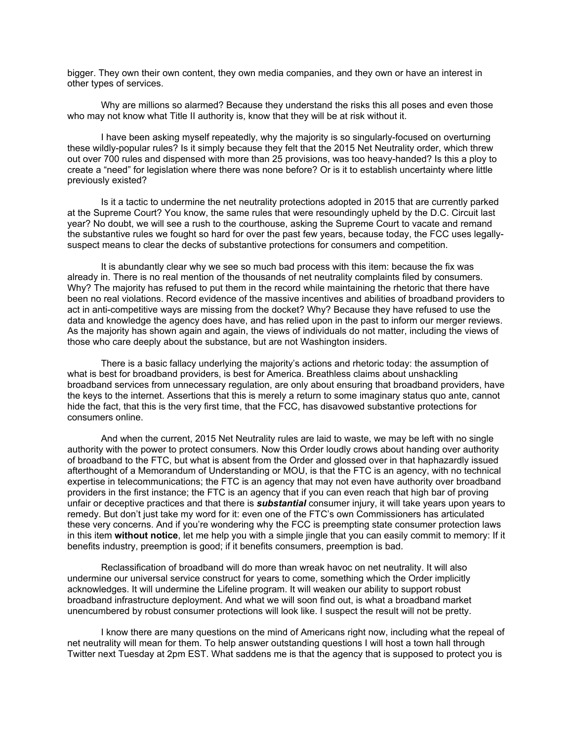bigger. They own their own content, they own media companies, and they own or have an interest in other types of services.

Why are millions so alarmed? Because they understand the risks this all poses and even those who may not know what Title II authority is, know that they will be at risk without it.

I have been asking myself repeatedly, why the majority is so singularly-focused on overturning these wildly-popular rules? Is it simply because they felt that the 2015 Net Neutrality order, which threw out over 700 rules and dispensed with more than 25 provisions, was too heavy-handed? Is this a ploy to create a "need" for legislation where there was none before? Or is it to establish uncertainty where little previously existed?

Is it a tactic to undermine the net neutrality protections adopted in 2015 that are currently parked at the Supreme Court? You know, the same rules that were resoundingly upheld by the D.C. Circuit last year? No doubt, we will see a rush to the courthouse, asking the Supreme Court to vacate and remand the substantive rules we fought so hard for over the past few years, because today, the FCC uses legally-suspect means to clear the decks of substantive protections for consumers and competition.

It is abundantly clear why we see so much bad process with this item: because the fix was already in. There is no real mention of the thousands of net neutrality complaints filed by consumers. Why? The majority has refused to put them in the record while maintaining the rhetoric that there have been no real violations. Record evidence of the massive incentives and abilities of broadband providers to act in anti-competitive ways are missing from the docket? Why? Because they have refused to use the data and knowledge the agency does have, and has relied upon in the past to inform our merger reviews. As the majority has shown again and again, the views of individuals do not matter, including the views of those who care deeply about the substance, but are not Washington insiders.

There is a basic fallacy underlying the majority's actions and rhetoric today: the assumption of what is best for broadband providers, is best for America. Breathless claims about unshackling broadband services from unnecessary regulation, are only about ensuring that broadband providers, have the keys to the internet. Assertions that this is merely a return to some imaginary status quo ante, cannot hide the fact, that this is the very first time, that the FCC, has disavowed substantive protections for consumers online.

And when the current, 2015 Net Neutrality rules are laid to waste, we may be left with no single authority with the power to protect consumers. Now this Order loudly crows about handing over authority of broadband to the FTC, but what is absent from the Order and glossed over in that haphazardly issued afterthought of a Memorandum of Understanding or MOU, is that the FTC is an agency, with no technical expertise in telecommunications; the FTC is an agency that may not even have authority over broadband providers in the first instance; the FTC is an agency that if you can even reach that high bar of proving unfair or deceptive practices and that there is ***substantial*** consumer injury, it will take years upon years to remedy. But don't just take my word for it: even one of the FTC's own Commissioners has articulated these very concerns. And if you're wondering why the FCC is preempting state consumer protection laws in this item **without notice**, let me help you with a simple jingle that you can easily commit to memory: If it benefits industry, preemption is good; if it benefits consumers, preemption is bad.

Reclassification of broadband will do more than wreak havoc on net neutrality. It will also undermine our universal service construct for years to come, something which the Order implicitly acknowledges. It will undermine the Lifeline program. It will weaken our ability to support robust broadband infrastructure deployment. And what we will soon find out, is what a broadband market unencumbered by robust consumer protections will look like. I suspect the result will not be pretty.

I know there are many questions on the mind of Americans right now, including what the repeal of net neutrality will mean for them. To help answer outstanding questions I will host a town hall through Twitter next Tuesday at 2pm EST. What saddens me is that the agency that is supposed to protect you is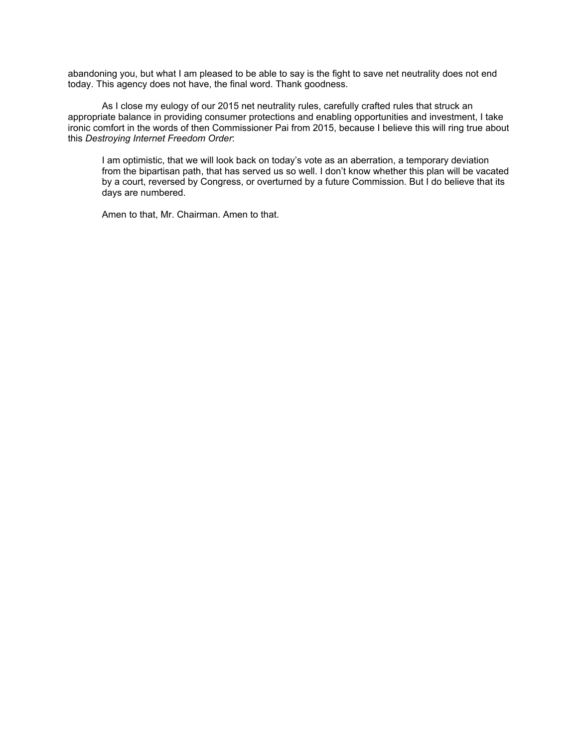abandoning you, but what I am pleased to be able to say is the fight to save net neutrality does not end today. This agency does not have, the final word. Thank goodness.

As I close my eulogy of our 2015 net neutrality rules, carefully crafted rules that struck an appropriate balance in providing consumer protections and enabling opportunities and investment, I take ironic comfort in the words of then Commissioner Pai from 2015, because I believe this will ring true about this *Destroying Internet Freedom Order*:

> I am optimistic, that we will look back on today's vote as an aberration, a temporary deviation from the bipartisan path, that has served us so well. I don't know whether this plan will be vacated by a court, reversed by Congress, or overturned by a future Commission. But I do believe that its days are numbered.
>
> Amen to that, Mr. Chairman. Amen to that.